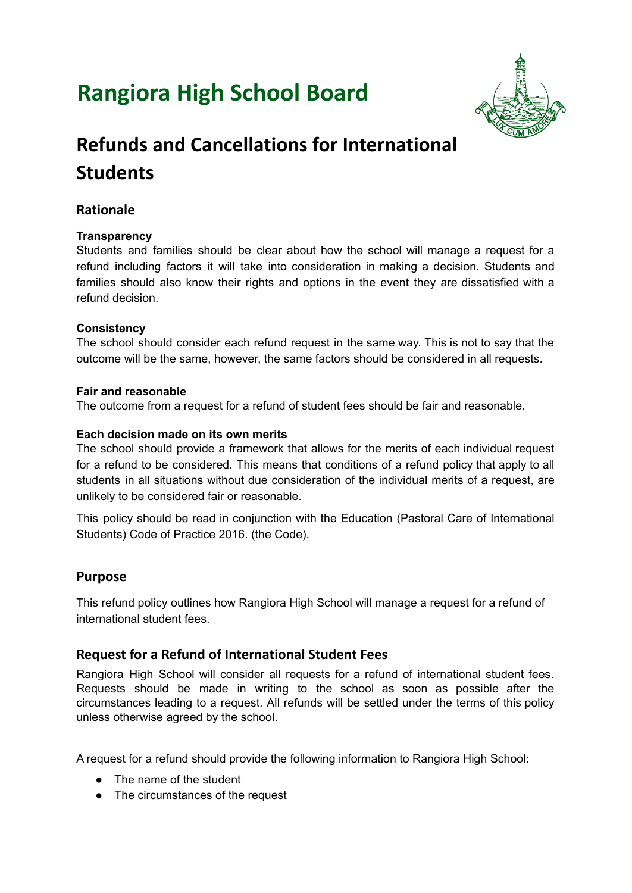# Rangiora High School Board

## Refunds and Cancellations for International Students

### Rationale

**Transparency**
Students and families should be clear about how the school will manage a request for a refund including factors it will take into consideration in making a decision. Students and families should also know their rights and options in the event they are dissatisfied with a refund decision.

**Consistency**
The school should consider each refund request in the same way. This is not to say that the outcome will be the same, however, the same factors should be considered in all requests.

**Fair and reasonable**
The outcome from a request for a refund of student fees should be fair and reasonable.

**Each decision made on its own merits**
The school should provide a framework that allows for the merits of each individual request for a refund to be considered. This means that conditions of a refund policy that apply to all students in all situations without due consideration of the individual merits of a request, are unlikely to be considered fair or reasonable.

This policy should be read in conjunction with the Education (Pastoral Care of International Students) Code of Practice 2016. (the Code).

### Purpose

This refund policy outlines how Rangiora High School will manage a request for a refund of international student fees.

### Request for a Refund of International Student Fees

Rangiora High School will consider all requests for a refund of international student fees. Requests should be made in writing to the school as soon as possible after the circumstances leading to a request. All refunds will be settled under the terms of this policy unless otherwise agreed by the school.

A request for a refund should provide the following information to Rangiora High School:

- The name of the student
- The circumstances of the request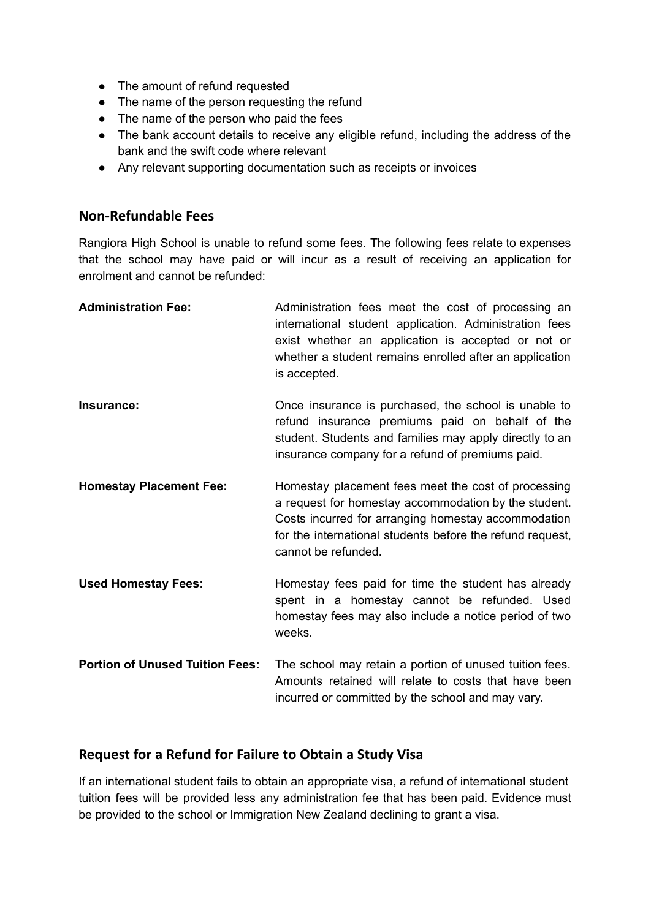- The amount of refund requested
- The name of the person requesting the refund
- The name of the person who paid the fees
- The bank account details to receive any eligible refund, including the address of the bank and the swift code where relevant
- Any relevant supporting documentation such as receipts or invoices

## Non-Refundable Fees

Rangiora High School is unable to refund some fees. The following fees relate to expenses that the school may have paid or will incur as a result of receiving an application for enrolment and cannot be refunded:

**Administration Fee:** Administration fees meet the cost of processing an international student application. Administration fees exist whether an application is accepted or not or whether a student remains enrolled after an application is accepted.

**Insurance:** Once insurance is purchased, the school is unable to refund insurance premiums paid on behalf of the student. Students and families may apply directly to an insurance company for a refund of premiums paid.

**Homestay Placement Fee:** Homestay placement fees meet the cost of processing a request for homestay accommodation by the student. Costs incurred for arranging homestay accommodation for the international students before the refund request, cannot be refunded.

**Used Homestay Fees:** Homestay fees paid for time the student has already spent in a homestay cannot be refunded. Used homestay fees may also include a notice period of two weeks.

**Portion of Unused Tuition Fees:** The school may retain a portion of unused tuition fees. Amounts retained will relate to costs that have been incurred or committed by the school and may vary.

## Request for a Refund for Failure to Obtain a Study Visa

If an international student fails to obtain an appropriate visa, a refund of international student tuition fees will be provided less any administration fee that has been paid. Evidence must be provided to the school or Immigration New Zealand declining to grant a visa.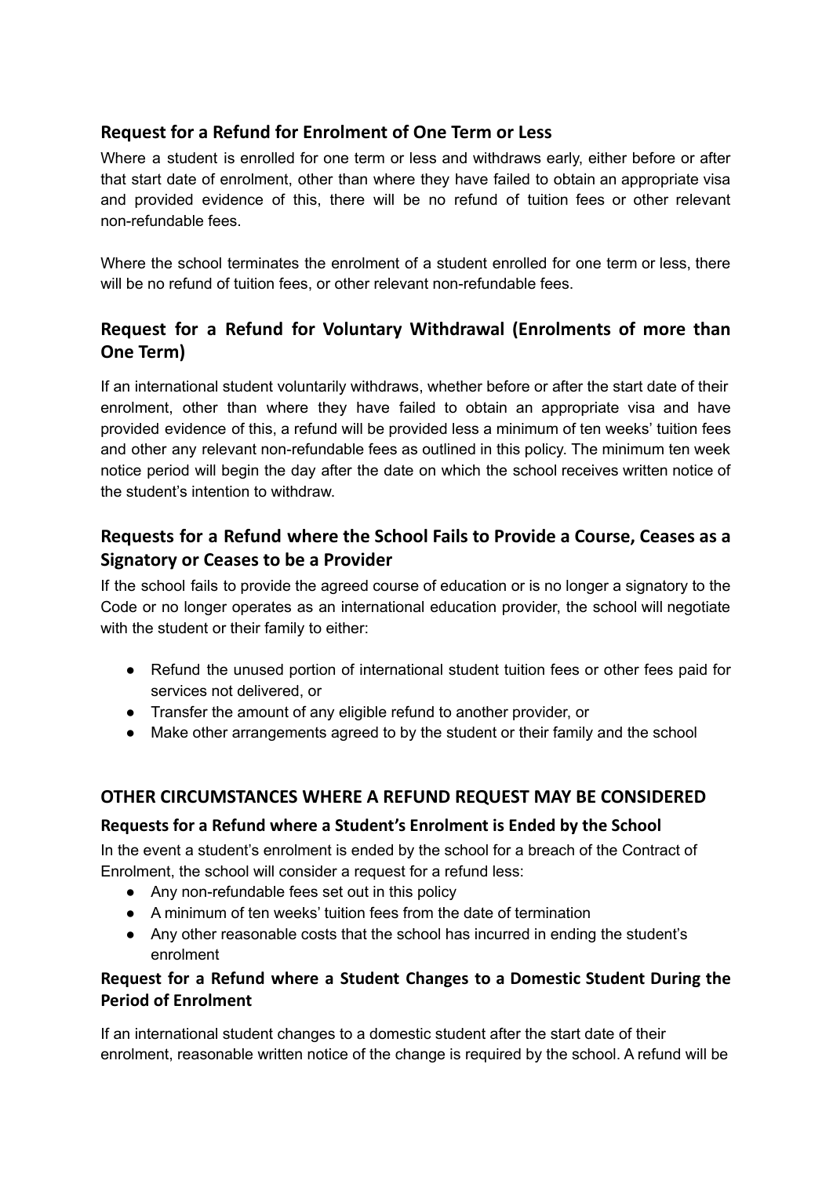## Request for a Refund for Enrolment of One Term or Less

Where a student is enrolled for one term or less and withdraws early, either before or after that start date of enrolment, other than where they have failed to obtain an appropriate visa and provided evidence of this, there will be no refund of tuition fees or other relevant non-refundable fees.

Where the school terminates the enrolment of a student enrolled for one term or less, there will be no refund of tuition fees, or other relevant non-refundable fees.

## Request for a Refund for Voluntary Withdrawal (Enrolments of more than One Term)

If an international student voluntarily withdraws, whether before or after the start date of their enrolment, other than where they have failed to obtain an appropriate visa and have provided evidence of this, a refund will be provided less a minimum of ten weeks' tuition fees and other any relevant non-refundable fees as outlined in this policy. The minimum ten week notice period will begin the day after the date on which the school receives written notice of the student's intention to withdraw.

## Requests for a Refund where the School Fails to Provide a Course, Ceases as a Signatory or Ceases to be a Provider

If the school fails to provide the agreed course of education or is no longer a signatory to the Code or no longer operates as an international education provider, the school will negotiate with the student or their family to either:

- Refund the unused portion of international student tuition fees or other fees paid for services not delivered, or
- Transfer the amount of any eligible refund to another provider, or
- Make other arrangements agreed to by the student or their family and the school

## OTHER CIRCUMSTANCES WHERE A REFUND REQUEST MAY BE CONSIDERED

### Requests for a Refund where a Student's Enrolment is Ended by the School

In the event a student's enrolment is ended by the school for a breach of the Contract of Enrolment, the school will consider a request for a refund less:

- Any non-refundable fees set out in this policy
- A minimum of ten weeks' tuition fees from the date of termination
- Any other reasonable costs that the school has incurred in ending the student's enrolment

### Request for a Refund where a Student Changes to a Domestic Student During the Period of Enrolment

If an international student changes to a domestic student after the start date of their enrolment, reasonable written notice of the change is required by the school. A refund will be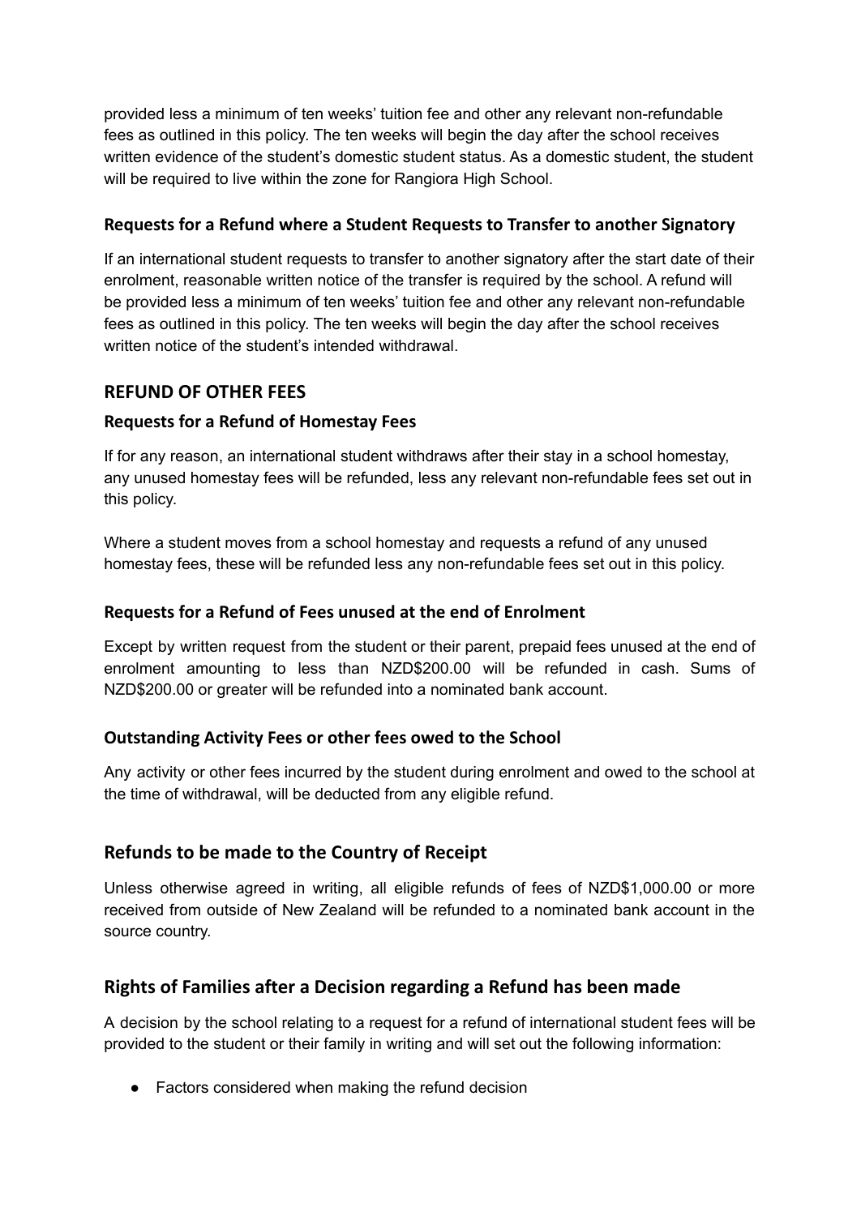provided less a minimum of ten weeks' tuition fee and other any relevant non-refundable fees as outlined in this policy. The ten weeks will begin the day after the school receives written evidence of the student's domestic student status. As a domestic student, the student will be required to live within the zone for Rangiora High School.

### Requests for a Refund where a Student Requests to Transfer to another Signatory

If an international student requests to transfer to another signatory after the start date of their enrolment, reasonable written notice of the transfer is required by the school. A refund will be provided less a minimum of ten weeks' tuition fee and other any relevant non-refundable fees as outlined in this policy. The ten weeks will begin the day after the school receives written notice of the student's intended withdrawal.

## REFUND OF OTHER FEES

### Requests for a Refund of Homestay Fees

If for any reason, an international student withdraws after their stay in a school homestay, any unused homestay fees will be refunded, less any relevant non-refundable fees set out in this policy.

Where a student moves from a school homestay and requests a refund of any unused homestay fees, these will be refunded less any non-refundable fees set out in this policy.

### Requests for a Refund of Fees unused at the end of Enrolment

Except by written request from the student or their parent, prepaid fees unused at the end of enrolment amounting to less than NZD$200.00 will be refunded in cash. Sums of NZD$200.00 or greater will be refunded into a nominated bank account.

### Outstanding Activity Fees or other fees owed to the School

Any activity or other fees incurred by the student during enrolment and owed to the school at the time of withdrawal, will be deducted from any eligible refund.

## Refunds to be made to the Country of Receipt

Unless otherwise agreed in writing, all eligible refunds of fees of NZD$1,000.00 or more received from outside of New Zealand will be refunded to a nominated bank account in the source country.

## Rights of Families after a Decision regarding a Refund has been made

A decision by the school relating to a request for a refund of international student fees will be provided to the student or their family in writing and will set out the following information:

- Factors considered when making the refund decision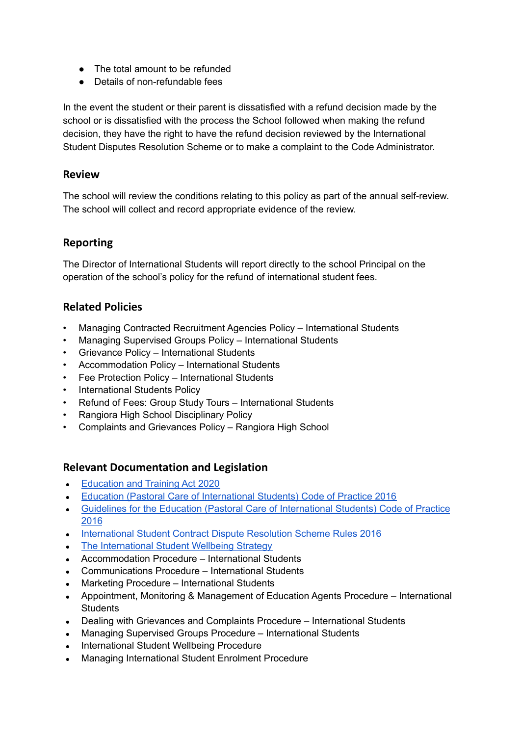- The total amount to be refunded
- Details of non-refundable fees

In the event the student or their parent is dissatisfied with a refund decision made by the school or is dissatisfied with the process the School followed when making the refund decision, they have the right to have the refund decision reviewed by the International Student Disputes Resolution Scheme or to make a complaint to the Code Administrator.

## Review

The school will review the conditions relating to this policy as part of the annual self-review. The school will collect and record appropriate evidence of the review.

## Reporting

The Director of International Students will report directly to the school Principal on the operation of the school's policy for the refund of international student fees.

## Related Policies

- Managing Contracted Recruitment Agencies Policy – International Students
- Managing Supervised Groups Policy – International Students
- Grievance Policy – International Students
- Accommodation Policy – International Students
- Fee Protection Policy – International Students
- International Students Policy
- Refund of Fees: Group Study Tours – International Students
- Rangiora High School Disciplinary Policy
- Complaints and Grievances Policy – Rangiora High School

## Relevant Documentation and Legislation

- Education and Training Act 2020
- Education (Pastoral Care of International Students) Code of Practice 2016
- Guidelines for the Education (Pastoral Care of International Students) Code of Practice 2016
- International Student Contract Dispute Resolution Scheme Rules 2016
- The International Student Wellbeing Strategy
- Accommodation Procedure – International Students
- Communications Procedure – International Students
- Marketing Procedure – International Students
- Appointment, Monitoring & Management of Education Agents Procedure – International Students
- Dealing with Grievances and Complaints Procedure – International Students
- Managing Supervised Groups Procedure – International Students
- International Student Wellbeing Procedure
- Managing International Student Enrolment Procedure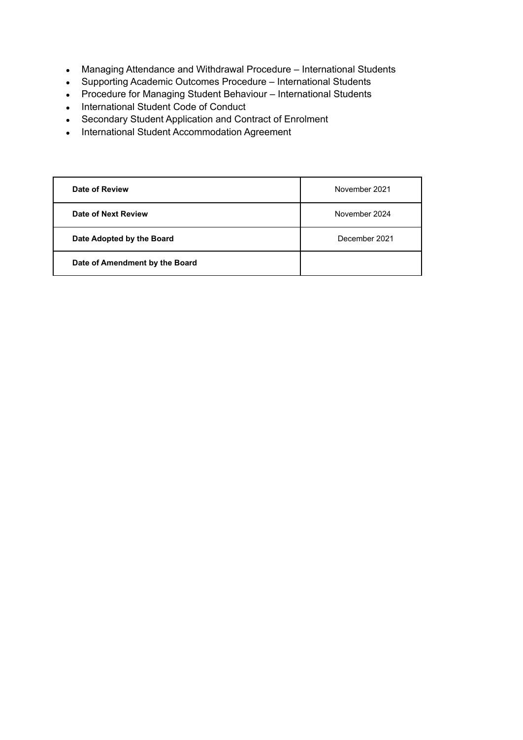- Managing Attendance and Withdrawal Procedure – International Students
- Supporting Academic Outcomes Procedure – International Students
- Procedure for Managing Student Behaviour – International Students
- International Student Code of Conduct
- Secondary Student Application and Contract of Enrolment
- International Student Accommodation Agreement

| | |
|---|---|
| **Date of Review** | November 2021 |
| **Date of Next Review** | November 2024 |
| **Date Adopted by the Board** | December 2021 |
| **Date of Amendment by the Board** | |